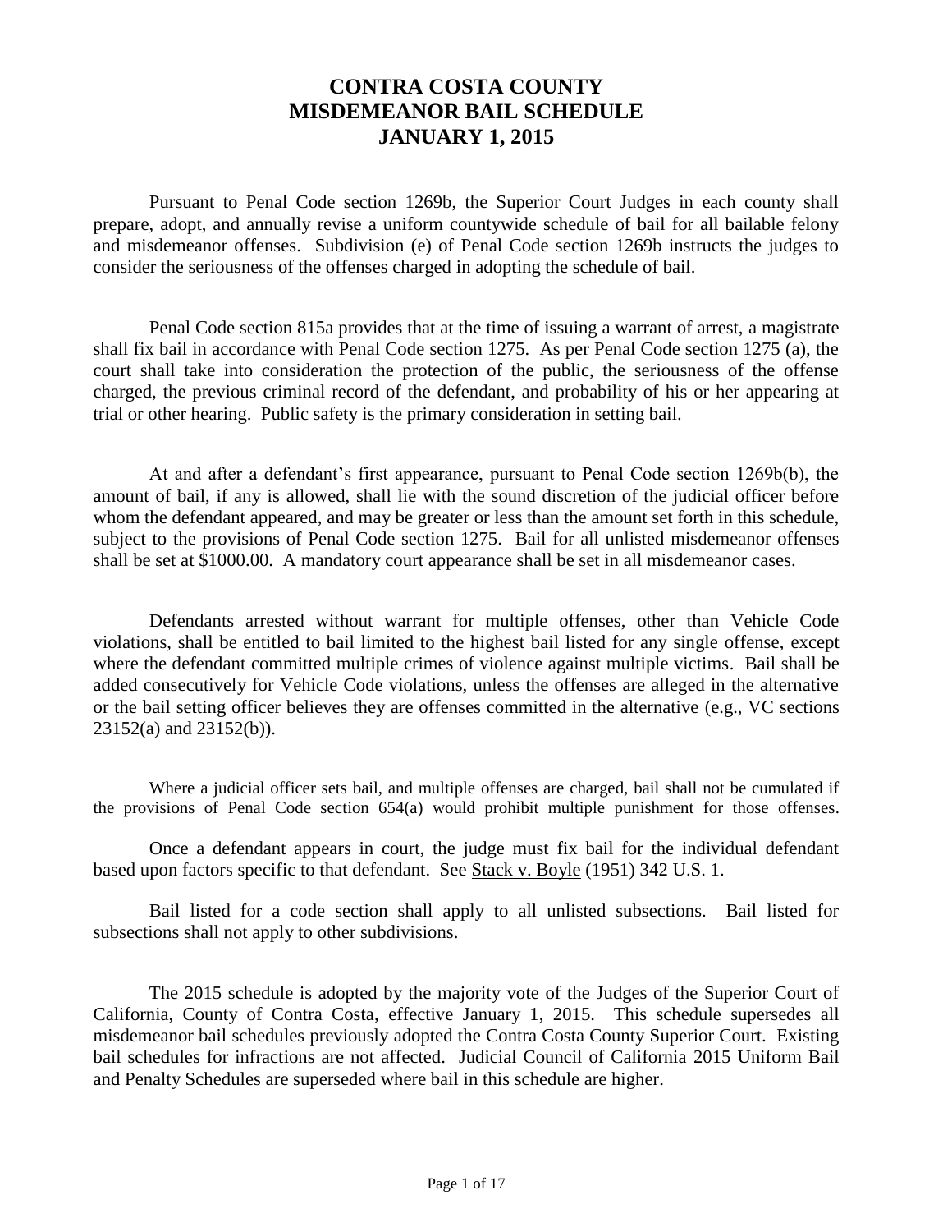# CONTRA COSTA COUNTY
# MISDEMEANOR BAIL SCHEDULE
# JANUARY 1, 2015

Pursuant to Penal Code section 1269b, the Superior Court Judges in each county shall prepare, adopt, and annually revise a uniform countywide schedule of bail for all bailable felony and misdemeanor offenses. Subdivision (e) of Penal Code section 1269b instructs the judges to consider the seriousness of the offenses charged in adopting the schedule of bail.

Penal Code section 815a provides that at the time of issuing a warrant of arrest, a magistrate shall fix bail in accordance with Penal Code section 1275. As per Penal Code section 1275 (a), the court shall take into consideration the protection of the public, the seriousness of the offense charged, the previous criminal record of the defendant, and probability of his or her appearing at trial or other hearing. Public safety is the primary consideration in setting bail.

At and after a defendant's first appearance, pursuant to Penal Code section 1269b(b), the amount of bail, if any is allowed, shall lie with the sound discretion of the judicial officer before whom the defendant appeared, and may be greater or less than the amount set forth in this schedule, subject to the provisions of Penal Code section 1275. Bail for all unlisted misdemeanor offenses shall be set at $1000.00. A mandatory court appearance shall be set in all misdemeanor cases.

Defendants arrested without warrant for multiple offenses, other than Vehicle Code violations, shall be entitled to bail limited to the highest bail listed for any single offense, except where the defendant committed multiple crimes of violence against multiple victims. Bail shall be added consecutively for Vehicle Code violations, unless the offenses are alleged in the alternative or the bail setting officer believes they are offenses committed in the alternative (e.g., VC sections 23152(a) and 23152(b)).

Where a judicial officer sets bail, and multiple offenses are charged, bail shall not be cumulated if the provisions of Penal Code section 654(a) would prohibit multiple punishment for those offenses.

Once a defendant appears in court, the judge must fix bail for the individual defendant based upon factors specific to that defendant. See Stack v. Boyle (1951) 342 U.S. 1.

Bail listed for a code section shall apply to all unlisted subsections. Bail listed for subsections shall not apply to other subdivisions.

The 2015 schedule is adopted by the majority vote of the Judges of the Superior Court of California, County of Contra Costa, effective January 1, 2015. This schedule supersedes all misdemeanor bail schedules previously adopted the Contra Costa County Superior Court. Existing bail schedules for infractions are not affected. Judicial Council of California 2015 Uniform Bail and Penalty Schedules are superseded where bail in this schedule are higher.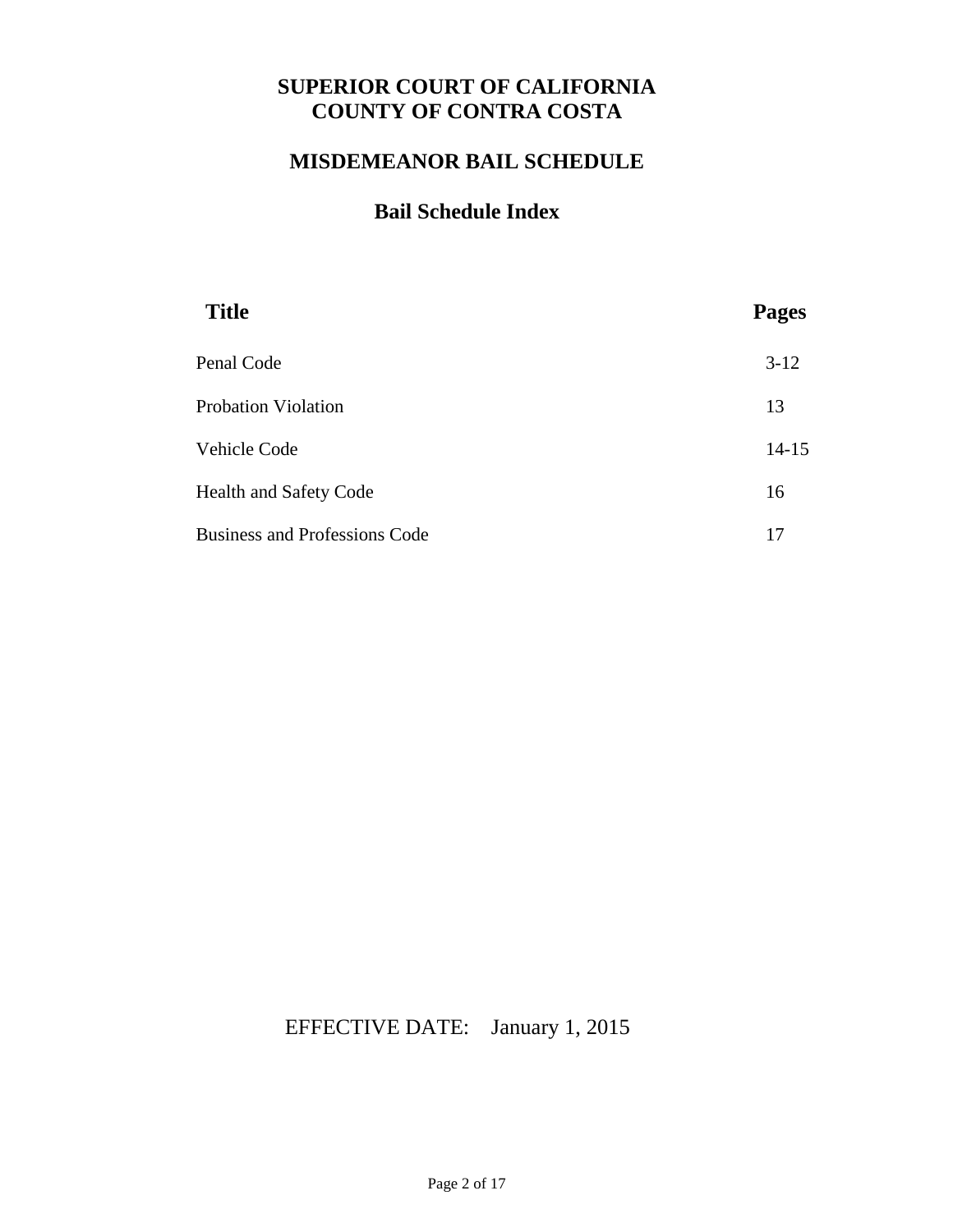# SUPERIOR COURT OF CALIFORNIA
# COUNTY OF CONTRA COSTA

## MISDEMEANOR BAIL SCHEDULE

### Bail Schedule Index

| Title | Pages |
|---|---|
| Penal Code | 3-12 |
| Probation Violation | 13 |
| Vehicle Code | 14-15 |
| Health and Safety Code | 16 |
| Business and Professions Code | 17 |

EFFECTIVE DATE: January 1, 2015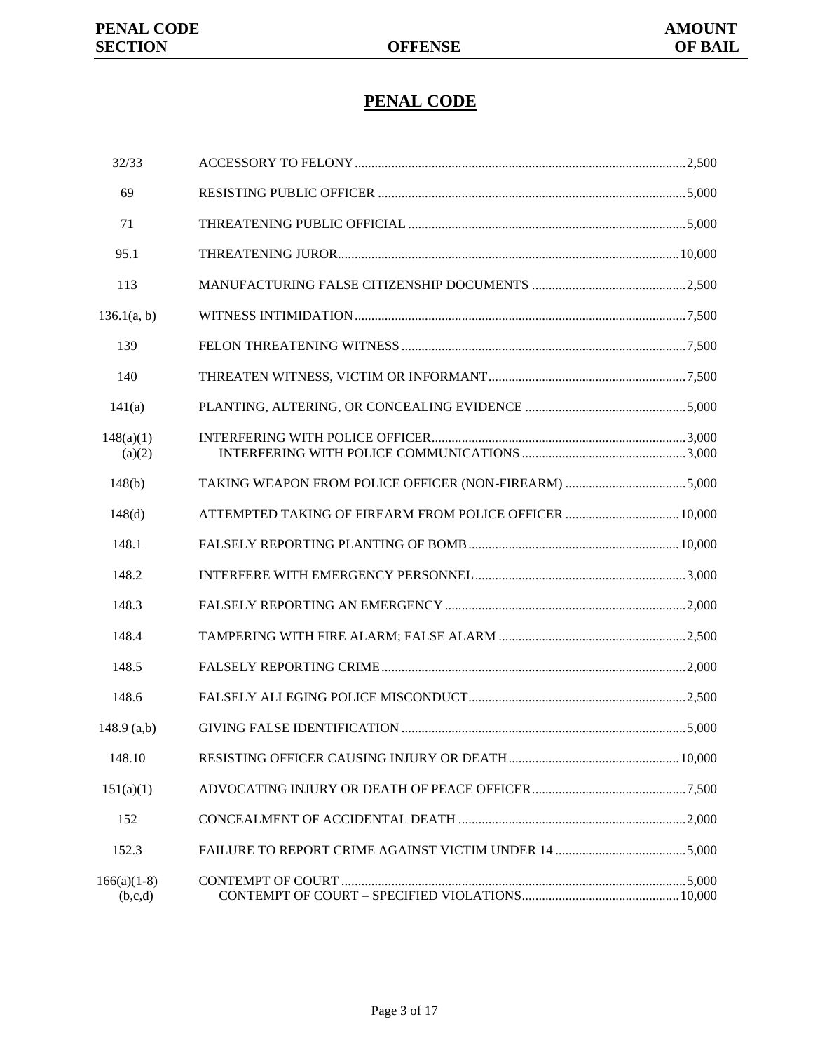| PENAL CODE SECTION | OFFENSE | AMOUNT OF BAIL |
|---|---|---|

## PENAL CODE

| PENAL CODE SECTION | OFFENSE | AMOUNT OF BAIL |
|---|---|---|
| 32/33 | ACCESSORY TO FELONY | 2,500 |
| 69 | RESISTING PUBLIC OFFICER | 5,000 |
| 71 | THREATENING PUBLIC OFFICIAL | 5,000 |
| 95.1 | THREATENING JUROR | 10,000 |
| 113 | MANUFACTURING FALSE CITIZENSHIP DOCUMENTS | 2,500 |
| 136.1(a, b) | WITNESS INTIMIDATION | 7,500 |
| 139 | FELON THREATENING WITNESS | 7,500 |
| 140 | THREATEN WITNESS, VICTIM OR INFORMANT | 7,500 |
| 141(a) | PLANTING, ALTERING, OR CONCEALING EVIDENCE | 5,000 |
| 148(a)(1) | INTERFERING WITH POLICE OFFICER | 3,000 |
| (a)(2) | INTERFERING WITH POLICE COMMUNICATIONS | 3,000 |
| 148(b) | TAKING WEAPON FROM POLICE OFFICER (NON-FIREARM) | 5,000 |
| 148(d) | ATTEMPTED TAKING OF FIREARM FROM POLICE OFFICER | 10,000 |
| 148.1 | FALSELY REPORTING PLANTING OF BOMB | 10,000 |
| 148.2 | INTERFERE WITH EMERGENCY PERSONNEL | 3,000 |
| 148.3 | FALSELY REPORTING AN EMERGENCY | 2,000 |
| 148.4 | TAMPERING WITH FIRE ALARM; FALSE ALARM | 2,500 |
| 148.5 | FALSELY REPORTING CRIME | 2,000 |
| 148.6 | FALSELY ALLEGING POLICE MISCONDUCT | 2,500 |
| 148.9 (a,b) | GIVING FALSE IDENTIFICATION | 5,000 |
| 148.10 | RESISTING OFFICER CAUSING INJURY OR DEATH | 10,000 |
| 151(a)(1) | ADVOCATING INJURY OR DEATH OF PEACE OFFICER | 7,500 |
| 152 | CONCEALMENT OF ACCIDENTAL DEATH | 2,000 |
| 152.3 | FAILURE TO REPORT CRIME AGAINST VICTIM UNDER 14 | 5,000 |
| 166(a)(1-8) | CONTEMPT OF COURT | 5,000 |
| (b,c,d) | CONTEMPT OF COURT – SPECIFIED VIOLATIONS | 10,000 |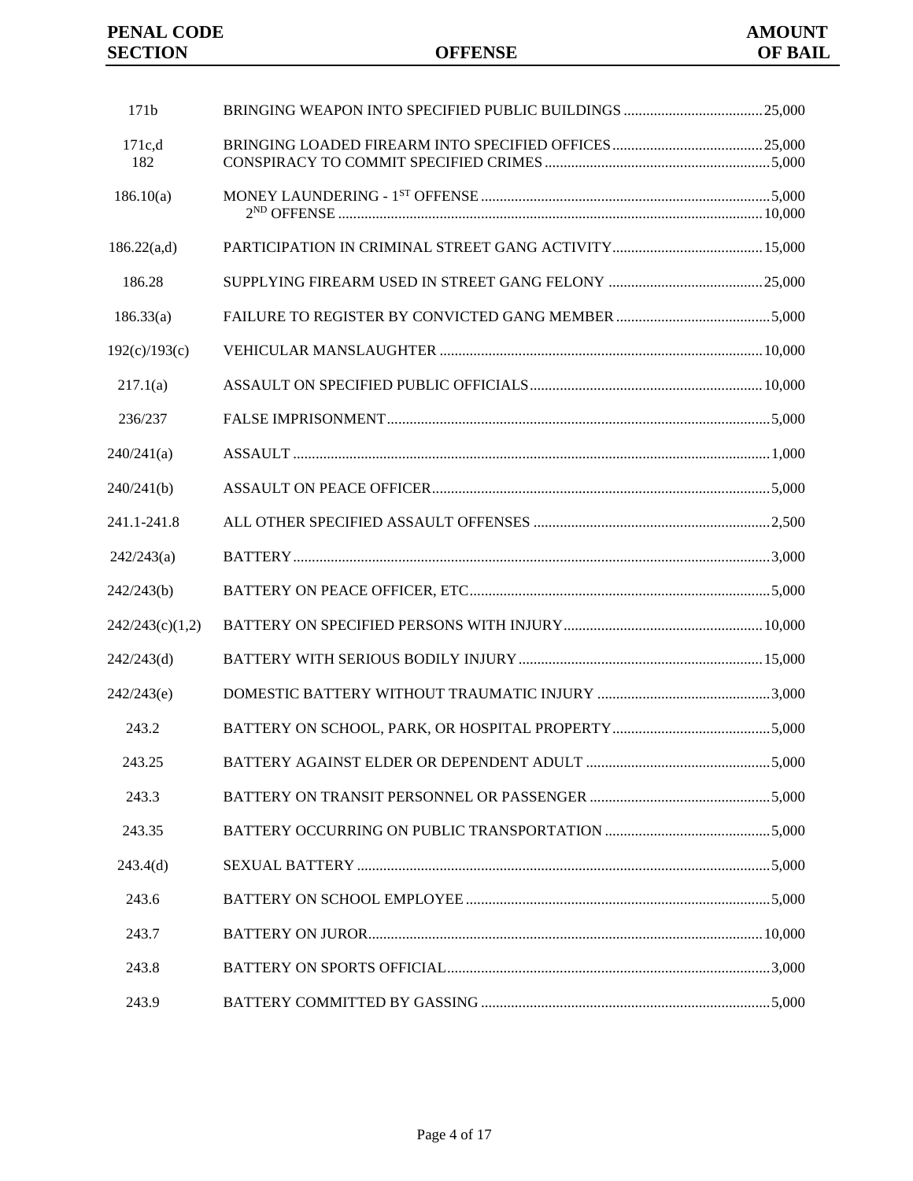| PENAL CODE SECTION | OFFENSE | AMOUNT OF BAIL |
|---|---|---|
| 171b | BRINGING WEAPON INTO SPECIFIED PUBLIC BUILDINGS | 25,000 |
| 171c,d | BRINGING LOADED FIREARM INTO SPECIFIED OFFICES | 25,000 |
| 182 | CONSPIRACY TO COMMIT SPECIFIED CRIMES | 5,000 |
| 186.10(a) | MONEY LAUNDERING - 1ST OFFENSE | 5,000 |
| | 2ND OFFENSE | 10,000 |
| 186.22(a,d) | PARTICIPATION IN CRIMINAL STREET GANG ACTIVITY | 15,000 |
| 186.28 | SUPPLYING FIREARM USED IN STREET GANG FELONY | 25,000 |
| 186.33(a) | FAILURE TO REGISTER BY CONVICTED GANG MEMBER | 5,000 |
| 192(c)/193(c) | VEHICULAR MANSLAUGHTER | 10,000 |
| 217.1(a) | ASSAULT ON SPECIFIED PUBLIC OFFICIALS | 10,000 |
| 236/237 | FALSE IMPRISONMENT | 5,000 |
| 240/241(a) | ASSAULT | 1,000 |
| 240/241(b) | ASSAULT ON PEACE OFFICER | 5,000 |
| 241.1-241.8 | ALL OTHER SPECIFIED ASSAULT OFFENSES | 2,500 |
| 242/243(a) | BATTERY | 3,000 |
| 242/243(b) | BATTERY ON PEACE OFFICER, ETC | 5,000 |
| 242/243(c)(1,2) | BATTERY ON SPECIFIED PERSONS WITH INJURY | 10,000 |
| 242/243(d) | BATTERY WITH SERIOUS BODILY INJURY | 15,000 |
| 242/243(e) | DOMESTIC BATTERY WITHOUT TRAUMATIC INJURY | 3,000 |
| 243.2 | BATTERY ON SCHOOL, PARK, OR HOSPITAL PROPERTY | 5,000 |
| 243.25 | BATTERY AGAINST ELDER OR DEPENDENT ADULT | 5,000 |
| 243.3 | BATTERY ON TRANSIT PERSONNEL OR PASSENGER | 5,000 |
| 243.35 | BATTERY OCCURRING ON PUBLIC TRANSPORTATION | 5,000 |
| 243.4(d) | SEXUAL BATTERY | 5,000 |
| 243.6 | BATTERY ON SCHOOL EMPLOYEE | 5,000 |
| 243.7 | BATTERY ON JUROR | 10,000 |
| 243.8 | BATTERY ON SPORTS OFFICIAL | 3,000 |
| 243.9 | BATTERY COMMITTED BY GASSING | 5,000 |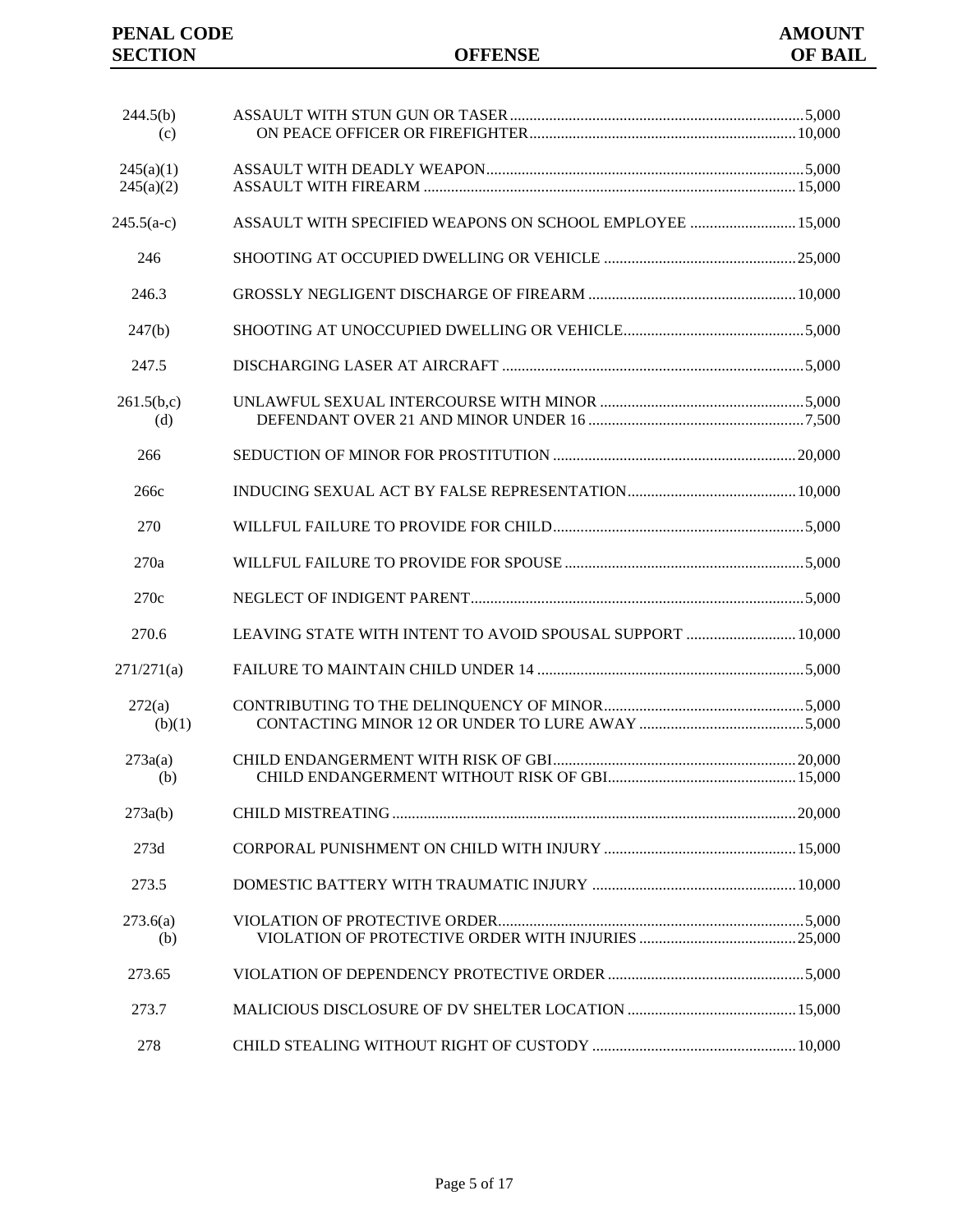| PENAL CODE SECTION | OFFENSE | AMOUNT OF BAIL |
|---|---|---|
| 244.5(b) | ASSAULT WITH STUN GUN OR TASER | 5,000 |
| (c) | ON PEACE OFFICER OR FIREFIGHTER | 10,000 |
| 245(a)(1) | ASSAULT WITH DEADLY WEAPON | 5,000 |
| 245(a)(2) | ASSAULT WITH FIREARM | 15,000 |
| 245.5(a-c) | ASSAULT WITH SPECIFIED WEAPONS ON SCHOOL EMPLOYEE | 15,000 |
| 246 | SHOOTING AT OCCUPIED DWELLING OR VEHICLE | 25,000 |
| 246.3 | GROSSLY NEGLIGENT DISCHARGE OF FIREARM | 10,000 |
| 247(b) | SHOOTING AT UNOCCUPIED DWELLING OR VEHICLE | 5,000 |
| 247.5 | DISCHARGING LASER AT AIRCRAFT | 5,000 |
| 261.5(b,c) | UNLAWFUL SEXUAL INTERCOURSE WITH MINOR | 5,000 |
| (d) | DEFENDANT OVER 21 AND MINOR UNDER 16 | 7,500 |
| 266 | SEDUCTION OF MINOR FOR PROSTITUTION | 20,000 |
| 266c | INDUCING SEXUAL ACT BY FALSE REPRESENTATION | 10,000 |
| 270 | WILLFUL FAILURE TO PROVIDE FOR CHILD | 5,000 |
| 270a | WILLFUL FAILURE TO PROVIDE FOR SPOUSE | 5,000 |
| 270c | NEGLECT OF INDIGENT PARENT | 5,000 |
| 270.6 | LEAVING STATE WITH INTENT TO AVOID SPOUSAL SUPPORT | 10,000 |
| 271/271(a) | FAILURE TO MAINTAIN CHILD UNDER 14 | 5,000 |
| 272(a) | CONTRIBUTING TO THE DELINQUENCY OF MINOR | 5,000 |
| (b)(1) | CONTACTING MINOR 12 OR UNDER TO LURE AWAY | 5,000 |
| 273a(a) | CHILD ENDANGERMENT WITH RISK OF GBI | 20,000 |
| (b) | CHILD ENDANGERMENT WITHOUT RISK OF GBI | 15,000 |
| 273a(b) | CHILD MISTREATING | 20,000 |
| 273d | CORPORAL PUNISHMENT ON CHILD WITH INJURY | 15,000 |
| 273.5 | DOMESTIC BATTERY WITH TRAUMATIC INJURY | 10,000 |
| 273.6(a) | VIOLATION OF PROTECTIVE ORDER | 5,000 |
| (b) | VIOLATION OF PROTECTIVE ORDER WITH INJURIES | 25,000 |
| 273.65 | VIOLATION OF DEPENDENCY PROTECTIVE ORDER | 5,000 |
| 273.7 | MALICIOUS DISCLOSURE OF DV SHELTER LOCATION | 15,000 |
| 278 | CHILD STEALING WITHOUT RIGHT OF CUSTODY | 10,000 |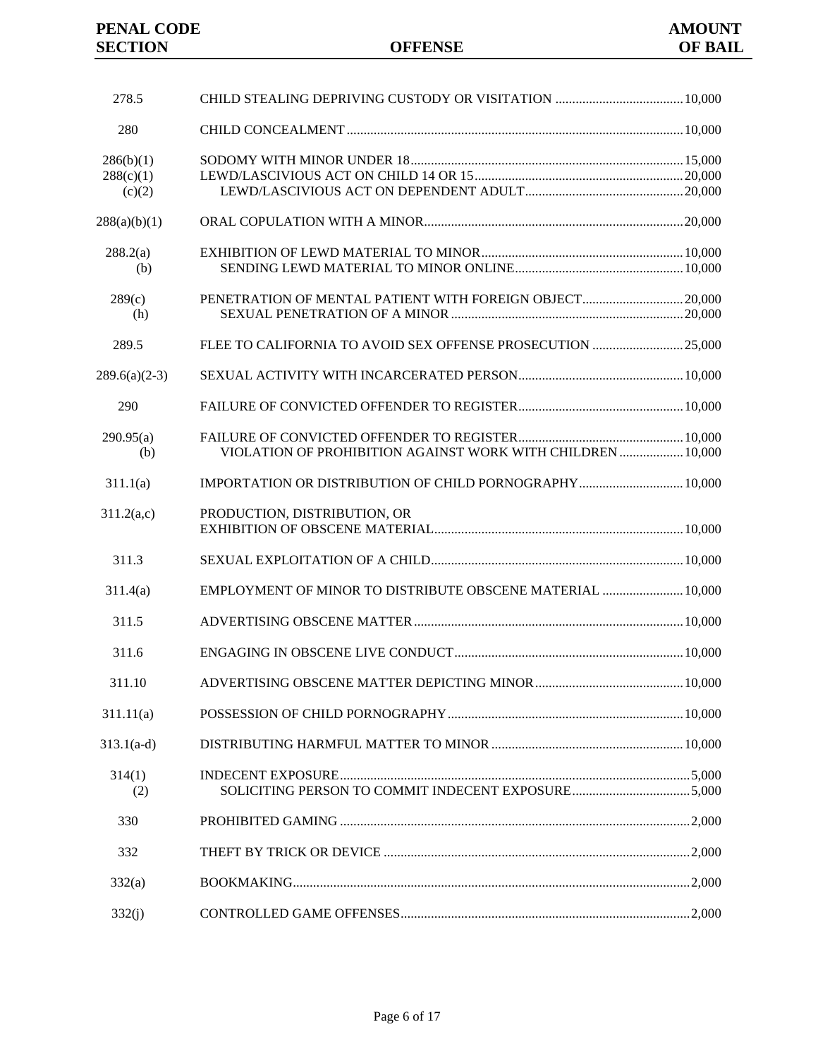| PENAL CODE SECTION | OFFENSE | AMOUNT OF BAIL |
|---|---|---|
| 278.5 | CHILD STEALING DEPRIVING CUSTODY OR VISITATION | 10,000 |
| 280 | CHILD CONCEALMENT | 10,000 |
| 286(b)(1) | SODOMY WITH MINOR UNDER 18 | 15,000 |
| 288(c)(1) | LEWD/LASCIVIOUS ACT ON CHILD 14 OR 15 | 20,000 |
| (c)(2) | LEWD/LASCIVIOUS ACT ON DEPENDENT ADULT | 20,000 |
| 288(a)(b)(1) | ORAL COPULATION WITH A MINOR | 20,000 |
| 288.2(a) | EXHIBITION OF LEWD MATERIAL TO MINOR | 10,000 |
| (b) | SENDING LEWD MATERIAL TO MINOR ONLINE | 10,000 |
| 289(c) | PENETRATION OF MENTAL PATIENT WITH FOREIGN OBJECT | 20,000 |
| (h) | SEXUAL PENETRATION OF A MINOR | 20,000 |
| 289.5 | FLEE TO CALIFORNIA TO AVOID SEX OFFENSE PROSECUTION | 25,000 |
| 289.6(a)(2-3) | SEXUAL ACTIVITY WITH INCARCERATED PERSON | 10,000 |
| 290 | FAILURE OF CONVICTED OFFENDER TO REGISTER | 10,000 |
| 290.95(a) | FAILURE OF CONVICTED OFFENDER TO REGISTER | 10,000 |
| (b) | VIOLATION OF PROHIBITION AGAINST WORK WITH CHILDREN | 10,000 |
| 311.1(a) | IMPORTATION OR DISTRIBUTION OF CHILD PORNOGRAPHY | 10,000 |
| 311.2(a,c) | PRODUCTION, DISTRIBUTION, OR EXHIBITION OF OBSCENE MATERIAL | 10,000 |
| 311.3 | SEXUAL EXPLOITATION OF A CHILD | 10,000 |
| 311.4(a) | EMPLOYMENT OF MINOR TO DISTRIBUTE OBSCENE MATERIAL | 10,000 |
| 311.5 | ADVERTISING OBSCENE MATTER | 10,000 |
| 311.6 | ENGAGING IN OBSCENE LIVE CONDUCT | 10,000 |
| 311.10 | ADVERTISING OBSCENE MATTER DEPICTING MINOR | 10,000 |
| 311.11(a) | POSSESSION OF CHILD PORNOGRAPHY | 10,000 |
| 313.1(a-d) | DISTRIBUTING HARMFUL MATTER TO MINOR | 10,000 |
| 314(1) | INDECENT EXPOSURE | 5,000 |
| (2) | SOLICITING PERSON TO COMMIT INDECENT EXPOSURE | 5,000 |
| 330 | PROHIBITED GAMING | 2,000 |
| 332 | THEFT BY TRICK OR DEVICE | 2,000 |
| 332(a) | BOOKMAKING | 2,000 |
| 332(j) | CONTROLLED GAME OFFENSES | 2,000 |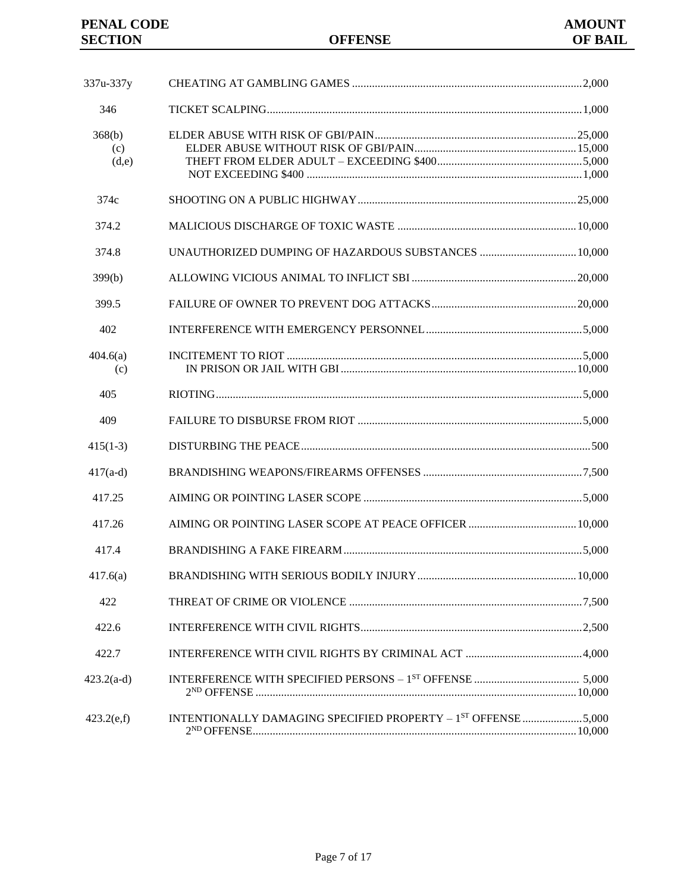| PENAL CODE SECTION | OFFENSE | AMOUNT OF BAIL |
|---|---|---|
| 337u-337y | CHEATING AT GAMBLING GAMES | 2,000 |
| 346 | TICKET SCALPING | 1,000 |
| 368(b) | ELDER ABUSE WITH RISK OF GBI/PAIN | 25,000 |
| (c) | ELDER ABUSE WITHOUT RISK OF GBI/PAIN | 15,000 |
| (d,e) | THEFT FROM ELDER ADULT – EXCEEDING $400 | 5,000 |
| | NOT EXCEEDING $400 | 1,000 |
| 374c | SHOOTING ON A PUBLIC HIGHWAY | 25,000 |
| 374.2 | MALICIOUS DISCHARGE OF TOXIC WASTE | 10,000 |
| 374.8 | UNAUTHORIZED DUMPING OF HAZARDOUS SUBSTANCES | 10,000 |
| 399(b) | ALLOWING VICIOUS ANIMAL TO INFLICT SBI | 20,000 |
| 399.5 | FAILURE OF OWNER TO PREVENT DOG ATTACKS | 20,000 |
| 402 | INTERFERENCE WITH EMERGENCY PERSONNEL | 5,000 |
| 404.6(a) | INCITEMENT TO RIOT | 5,000 |
| (c) | IN PRISON OR JAIL WITH GBI | 10,000 |
| 405 | RIOTING | 5,000 |
| 409 | FAILURE TO DISBURSE FROM RIOT | 5,000 |
| 415(1-3) | DISTURBING THE PEACE | 500 |
| 417(a-d) | BRANDISHING WEAPONS/FIREARMS OFFENSES | 7,500 |
| 417.25 | AIMING OR POINTING LASER SCOPE | 5,000 |
| 417.26 | AIMING OR POINTING LASER SCOPE AT PEACE OFFICER | 10,000 |
| 417.4 | BRANDISHING A FAKE FIREARM | 5,000 |
| 417.6(a) | BRANDISHING WITH SERIOUS BODILY INJURY | 10,000 |
| 422 | THREAT OF CRIME OR VIOLENCE | 7,500 |
| 422.6 | INTERFERENCE WITH CIVIL RIGHTS | 2,500 |
| 422.7 | INTERFERENCE WITH CIVIL RIGHTS BY CRIMINAL ACT | 4,000 |
| 423.2(a-d) | INTERFERENCE WITH SPECIFIED PERSONS – 1ST OFFENSE | 5,000 |
| | 2ND OFFENSE | 10,000 |
| 423.2(e,f) | INTENTIONALLY DAMAGING SPECIFIED PROPERTY – 1ST OFFENSE | 5,000 |
| | 2ND OFFENSE | 10,000 |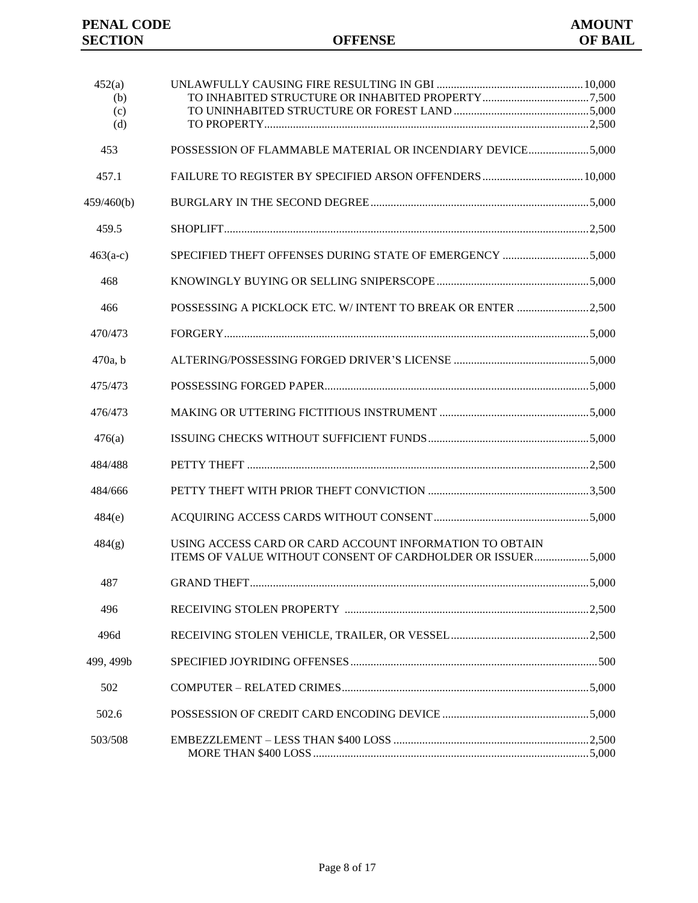| PENAL CODE SECTION | OFFENSE | AMOUNT OF BAIL |
| --- | --- | --- |
| 452(a) | UNLAWFULLY CAUSING FIRE RESULTING IN GBI | 10,000 |
| (b) | TO INHABITED STRUCTURE OR INHABITED PROPERTY | 7,500 |
| (c) | TO UNINHABITED STRUCTURE OR FOREST LAND | 5,000 |
| (d) | TO PROPERTY | 2,500 |
| 453 | POSSESSION OF FLAMMABLE MATERIAL OR INCENDIARY DEVICE | 5,000 |
| 457.1 | FAILURE TO REGISTER BY SPECIFIED ARSON OFFENDERS | 10,000 |
| 459/460(b) | BURGLARY IN THE SECOND DEGREE | 5,000 |
| 459.5 | SHOPLIFT | 2,500 |
| 463(a-c) | SPECIFIED THEFT OFFENSES DURING STATE OF EMERGENCY | 5,000 |
| 468 | KNOWINGLY BUYING OR SELLING SNIPERSCOPE | 5,000 |
| 466 | POSSESSING A PICKLOCK ETC. W/ INTENT TO BREAK OR ENTER | 2,500 |
| 470/473 | FORGERY | 5,000 |
| 470a, b | ALTERING/POSSESSING FORGED DRIVER'S LICENSE | 5,000 |
| 475/473 | POSSESSING FORGED PAPER | 5,000 |
| 476/473 | MAKING OR UTTERING FICTITIOUS INSTRUMENT | 5,000 |
| 476(a) | ISSUING CHECKS WITHOUT SUFFICIENT FUNDS | 5,000 |
| 484/488 | PETTY THEFT | 2,500 |
| 484/666 | PETTY THEFT WITH PRIOR THEFT CONVICTION | 3,500 |
| 484(e) | ACQUIRING ACCESS CARDS WITHOUT CONSENT | 5,000 |
| 484(g) | USING ACCESS CARD OR CARD ACCOUNT INFORMATION TO OBTAIN ITEMS OF VALUE WITHOUT CONSENT OF CARDHOLDER OR ISSUER | 5,000 |
| 487 | GRAND THEFT | 5,000 |
| 496 | RECEIVING STOLEN PROPERTY | 2,500 |
| 496d | RECEIVING STOLEN VEHICLE, TRAILER, OR VESSEL | 2,500 |
| 499, 499b | SPECIFIED JOYRIDING OFFENSES | 500 |
| 502 | COMPUTER – RELATED CRIMES | 5,000 |
| 502.6 | POSSESSION OF CREDIT CARD ENCODING DEVICE | 5,000 |
| 503/508 | EMBEZZLEMENT – LESS THAN $400 LOSS | 2,500 |
| | MORE THAN $400 LOSS | 5,000 |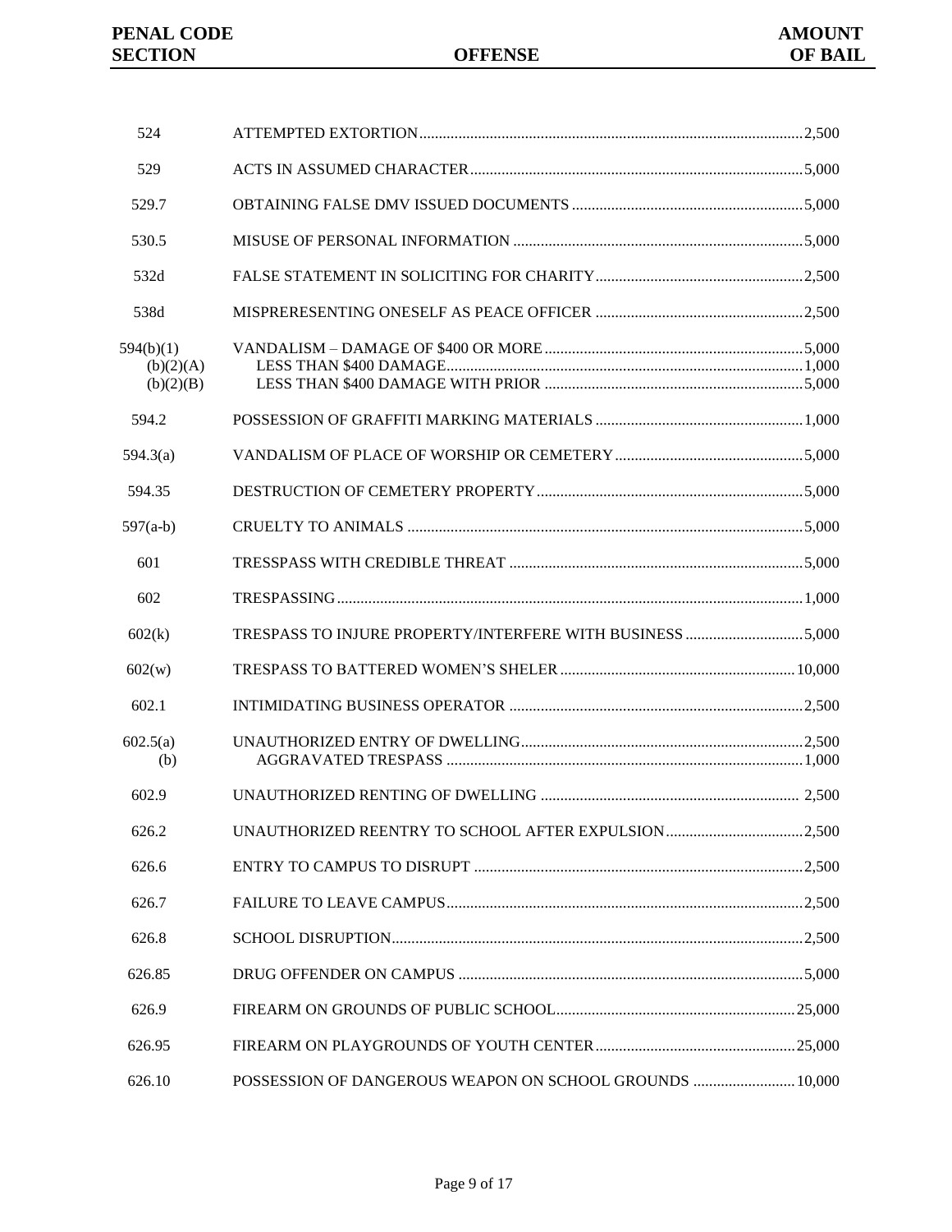| PENAL CODE SECTION | OFFENSE | AMOUNT OF BAIL |
|---|---|---|
| 524 | ATTEMPTED EXTORTION | 2,500 |
| 529 | ACTS IN ASSUMED CHARACTER | 5,000 |
| 529.7 | OBTAINING FALSE DMV ISSUED DOCUMENTS | 5,000 |
| 530.5 | MISUSE OF PERSONAL INFORMATION | 5,000 |
| 532d | FALSE STATEMENT IN SOLICITING FOR CHARITY | 2,500 |
| 538d | MISPRERESENTING ONESELF AS PEACE OFFICER | 2,500 |
| 594(b)(1) | VANDALISM – DAMAGE OF $400 OR MORE | 5,000 |
| (b)(2)(A) | LESS THAN $400 DAMAGE | 1,000 |
| (b)(2)(B) | LESS THAN $400 DAMAGE WITH PRIOR | 5,000 |
| 594.2 | POSSESSION OF GRAFFITI MARKING MATERIALS | 1,000 |
| 594.3(a) | VANDALISM OF PLACE OF WORSHIP OR CEMETERY | 5,000 |
| 594.35 | DESTRUCTION OF CEMETERY PROPERTY | 5,000 |
| 597(a-b) | CRUELTY TO ANIMALS | 5,000 |
| 601 | TRESSPASS WITH CREDIBLE THREAT | 5,000 |
| 602 | TRESPASSING | 1,000 |
| 602(k) | TRESPASS TO INJURE PROPERTY/INTERFERE WITH BUSINESS | 5,000 |
| 602(w) | TRESPASS TO BATTERED WOMEN'S SHELER | 10,000 |
| 602.1 | INTIMIDATING BUSINESS OPERATOR | 2,500 |
| 602.5(a) | UNAUTHORIZED ENTRY OF DWELLING | 2,500 |
| (b) | AGGRAVATED TRESPASS | 1,000 |
| 602.9 | UNAUTHORIZED RENTING OF DWELLING | 2,500 |
| 626.2 | UNAUTHORIZED REENTRY TO SCHOOL AFTER EXPULSION | 2,500 |
| 626.6 | ENTRY TO CAMPUS TO DISRUPT | 2,500 |
| 626.7 | FAILURE TO LEAVE CAMPUS | 2,500 |
| 626.8 | SCHOOL DISRUPTION | 2,500 |
| 626.85 | DRUG OFFENDER ON CAMPUS | 5,000 |
| 626.9 | FIREARM ON GROUNDS OF PUBLIC SCHOOL | 25,000 |
| 626.95 | FIREARM ON PLAYGROUNDS OF YOUTH CENTER | 25,000 |
| 626.10 | POSSESSION OF DANGEROUS WEAPON ON SCHOOL GROUNDS | 10,000 |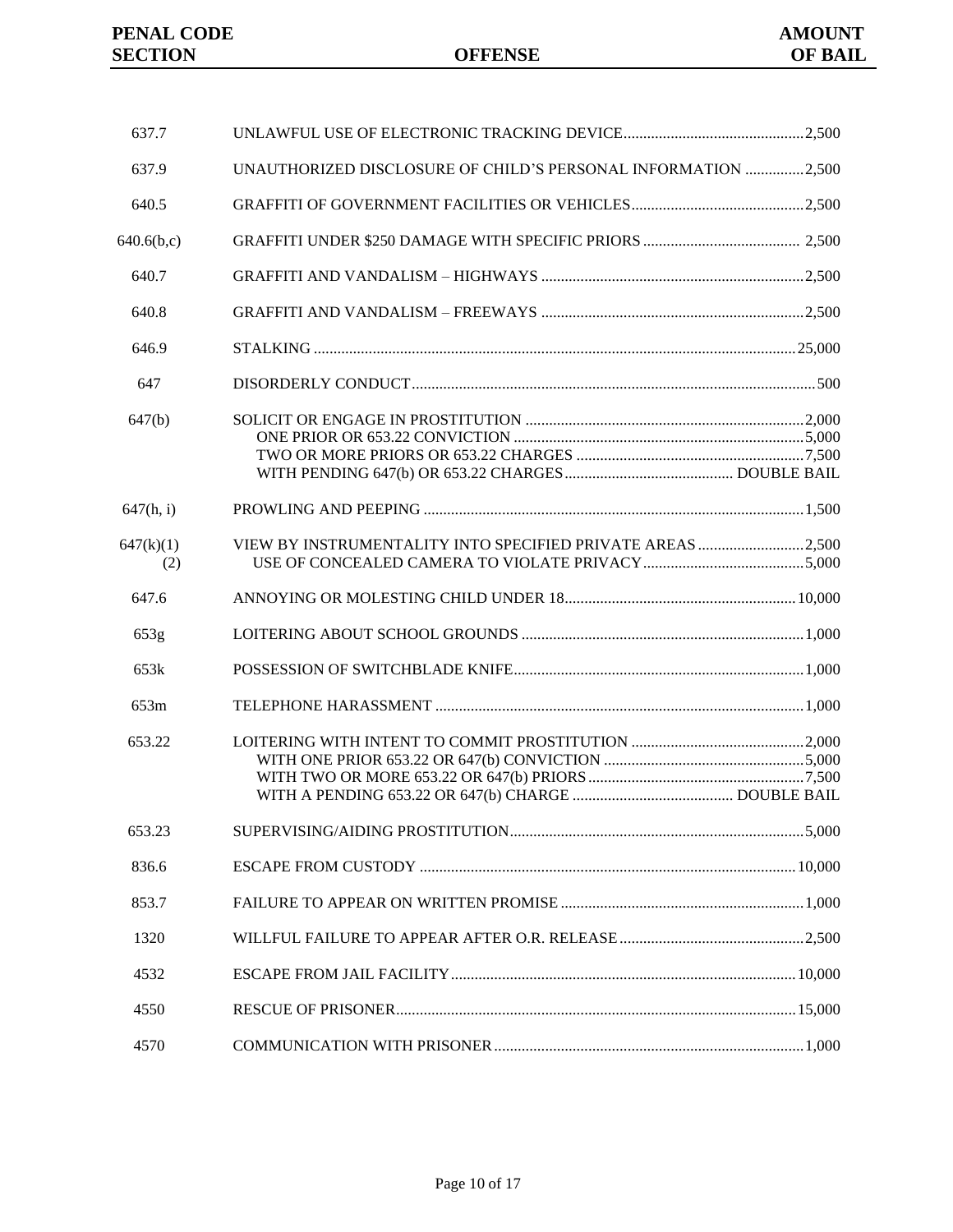| PENAL CODE SECTION | OFFENSE | AMOUNT OF BAIL |
|---|---|---|
| 637.7 | UNLAWFUL USE OF ELECTRONIC TRACKING DEVICE | 2,500 |
| 637.9 | UNAUTHORIZED DISCLOSURE OF CHILD'S PERSONAL INFORMATION | 2,500 |
| 640.5 | GRAFFITI OF GOVERNMENT FACILITIES OR VEHICLES | 2,500 |
| 640.6(b,c) | GRAFFITI UNDER $250 DAMAGE WITH SPECIFIC PRIORS | 2,500 |
| 640.7 | GRAFFITI AND VANDALISM – HIGHWAYS | 2,500 |
| 640.8 | GRAFFITI AND VANDALISM – FREEWAYS | 2,500 |
| 646.9 | STALKING | 25,000 |
| 647 | DISORDERLY CONDUCT | 500 |
| 647(b) | SOLICIT OR ENGAGE IN PROSTITUTION | 2,000 |
| | ONE PRIOR OR 653.22 CONVICTION | 5,000 |
| | TWO OR MORE PRIORS OR 653.22 CHARGES | 7,500 |
| | WITH PENDING 647(b) OR 653.22 CHARGES | DOUBLE BAIL |
| 647(h, i) | PROWLING AND PEEPING | 1,500 |
| 647(k)(1) | VIEW BY INSTRUMENTALITY INTO SPECIFIED PRIVATE AREAS | 2,500 |
| (2) | USE OF CONCEALED CAMERA TO VIOLATE PRIVACY | 5,000 |
| 647.6 | ANNOYING OR MOLESTING CHILD UNDER 18 | 10,000 |
| 653g | LOITERING ABOUT SCHOOL GROUNDS | 1,000 |
| 653k | POSSESSION OF SWITCHBLADE KNIFE | 1,000 |
| 653m | TELEPHONE HARASSMENT | 1,000 |
| 653.22 | LOITERING WITH INTENT TO COMMIT PROSTITUTION | 2,000 |
| | WITH ONE PRIOR 653.22 OR 647(b) CONVICTION | 5,000 |
| | WITH TWO OR MORE 653.22 OR 647(b) PRIORS | 7,500 |
| | WITH A PENDING 653.22 OR 647(b) CHARGE | DOUBLE BAIL |
| 653.23 | SUPERVISING/AIDING PROSTITUTION | 5,000 |
| 836.6 | ESCAPE FROM CUSTODY | 10,000 |
| 853.7 | FAILURE TO APPEAR ON WRITTEN PROMISE | 1,000 |
| 1320 | WILLFUL FAILURE TO APPEAR AFTER O.R. RELEASE | 2,500 |
| 4532 | ESCAPE FROM JAIL FACILITY | 10,000 |
| 4550 | RESCUE OF PRISONER | 15,000 |
| 4570 | COMMUNICATION WITH PRISONER | 1,000 |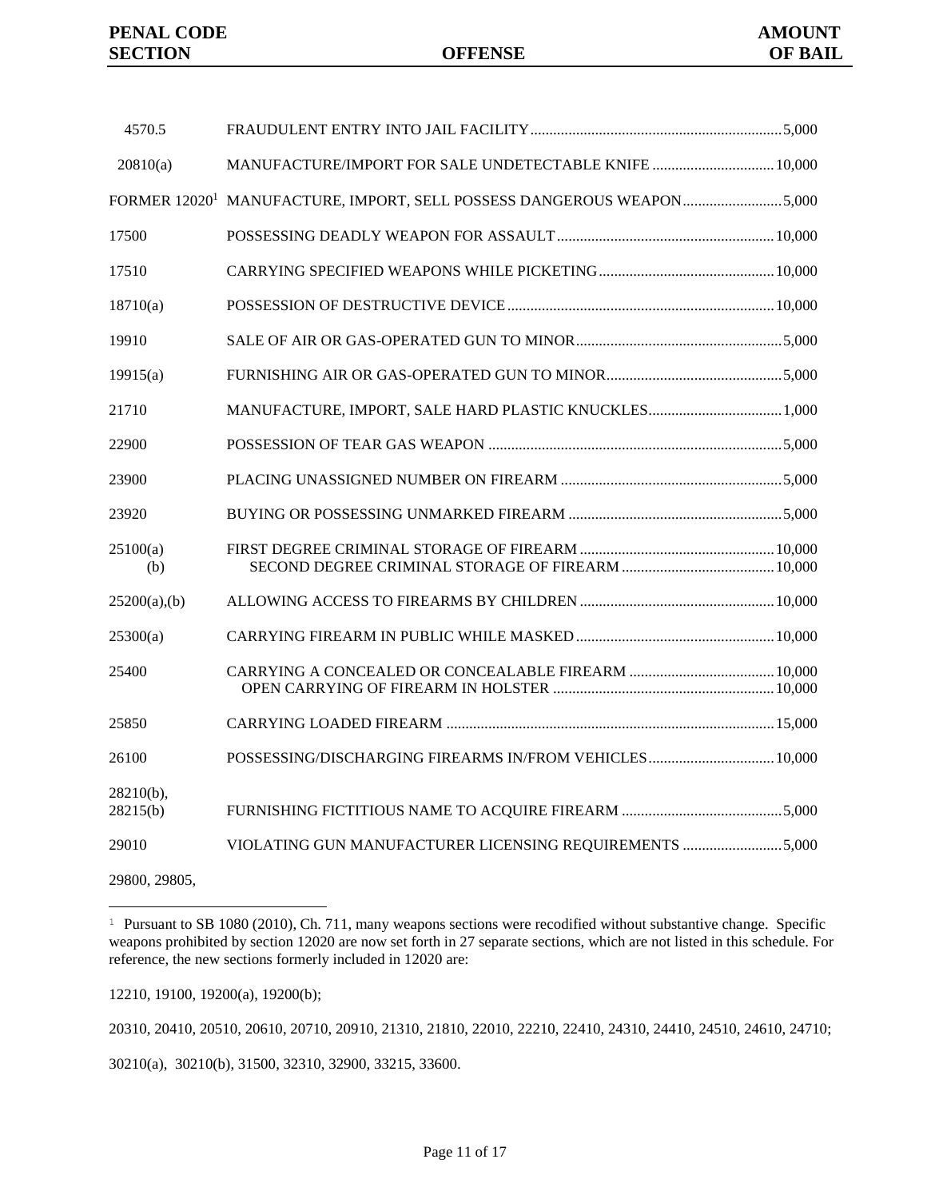| PENAL CODE SECTION | OFFENSE | AMOUNT OF BAIL |
|---|---|---|
| 4570.5 | FRAUDULENT ENTRY INTO JAIL FACILITY | 5,000 |
| 20810(a) | MANUFACTURE/IMPORT FOR SALE UNDETECTABLE KNIFE | 10,000 |
| FORMER 12020[1] | MANUFACTURE, IMPORT, SELL POSSESS DANGEROUS WEAPON | 5,000 |
| 17500 | POSSESSING DEADLY WEAPON FOR ASSAULT | 10,000 |
| 17510 | CARRYING SPECIFIED WEAPONS WHILE PICKETING | 10,000 |
| 18710(a) | POSSESSION OF DESTRUCTIVE DEVICE | 10,000 |
| 19910 | SALE OF AIR OR GAS-OPERATED GUN TO MINOR | 5,000 |
| 19915(a) | FURNISHING AIR OR GAS-OPERATED GUN TO MINOR | 5,000 |
| 21710 | MANUFACTURE, IMPORT, SALE HARD PLASTIC KNUCKLES | 1,000 |
| 22900 | POSSESSION OF TEAR GAS WEAPON | 5,000 |
| 23900 | PLACING UNASSIGNED NUMBER ON FIREARM | 5,000 |
| 23920 | BUYING OR POSSESSING UNMARKED FIREARM | 5,000 |
| 25100(a) | FIRST DEGREE CRIMINAL STORAGE OF FIREARM | 10,000 |
| (b) | SECOND DEGREE CRIMINAL STORAGE OF FIREARM | 10,000 |
| 25200(a),(b) | ALLOWING ACCESS TO FIREARMS BY CHILDREN | 10,000 |
| 25300(a) | CARRYING FIREARM IN PUBLIC WHILE MASKED | 10,000 |
| 25400 | CARRYING A CONCEALED OR CONCEALABLE FIREARM | 10,000 |
| | OPEN CARRYING OF FIREARM IN HOLSTER | 10,000 |
| 25850 | CARRYING LOADED FIREARM | 15,000 |
| 26100 | POSSESSING/DISCHARGING FIREARMS IN/FROM VEHICLES | 10,000 |
| 28210(b), 28215(b) | FURNISHING FICTITIOUS NAME TO ACQUIRE FIREARM | 5,000 |
| 29010 | VIOLATING GUN MANUFACTURER LICENSING REQUIREMENTS | 5,000 |
| 29800, 29805, | | |

[1] Pursuant to SB 1080 (2010), Ch. 711, many weapons sections were recodified without substantive change. Specific weapons prohibited by section 12020 are now set forth in 27 separate sections, which are not listed in this schedule. For reference, the new sections formerly included in 12020 are:

12210, 19100, 19200(a), 19200(b);

20310, 20410, 20510, 20610, 20710, 20910, 21310, 21810, 22010, 22210, 22410, 24310, 24410, 24510, 24610, 24710;

30210(a), 30210(b), 31500, 32310, 32900, 33215, 33600.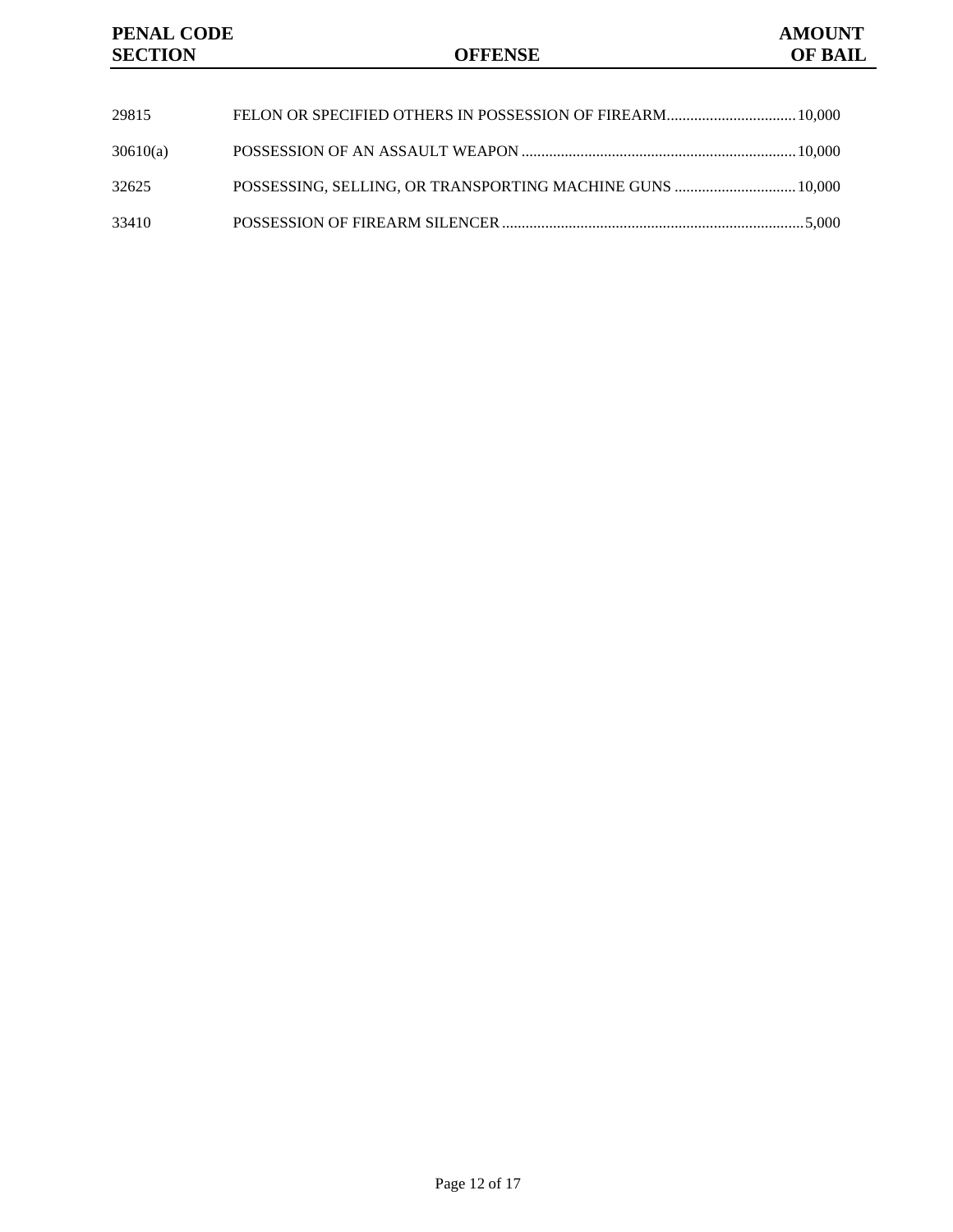| PENAL CODE SECTION | OFFENSE | AMOUNT OF BAIL |
| --- | --- | --- |
| 29815 | FELON OR SPECIFIED OTHERS IN POSSESSION OF FIREARM | 10,000 |
| 30610(a) | POSSESSION OF AN ASSAULT WEAPON | 10,000 |
| 32625 | POSSESSING, SELLING, OR TRANSPORTING MACHINE GUNS | 10,000 |
| 33410 | POSSESSION OF FIREARM SILENCER | 5,000 |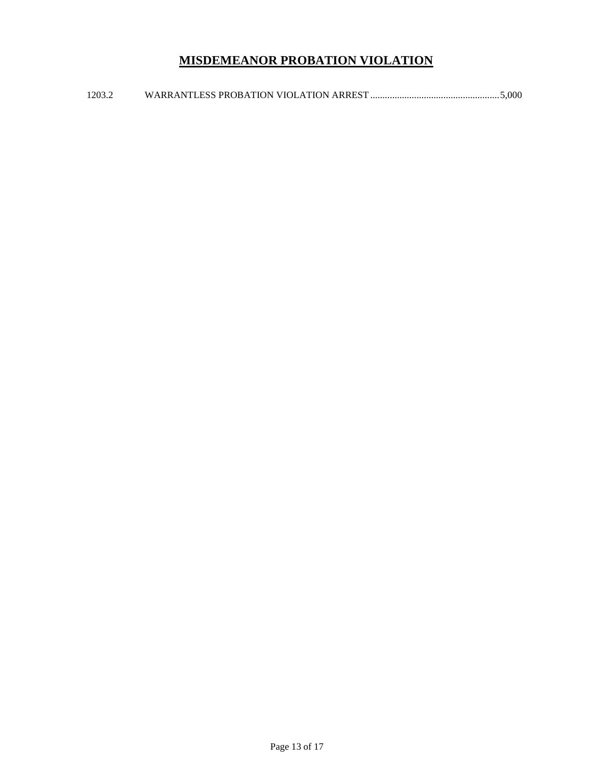# MISDEMEANOR PROBATION VIOLATION

1203.2 WARRANTLESS PROBATION VIOLATION ARREST ....................................................5,000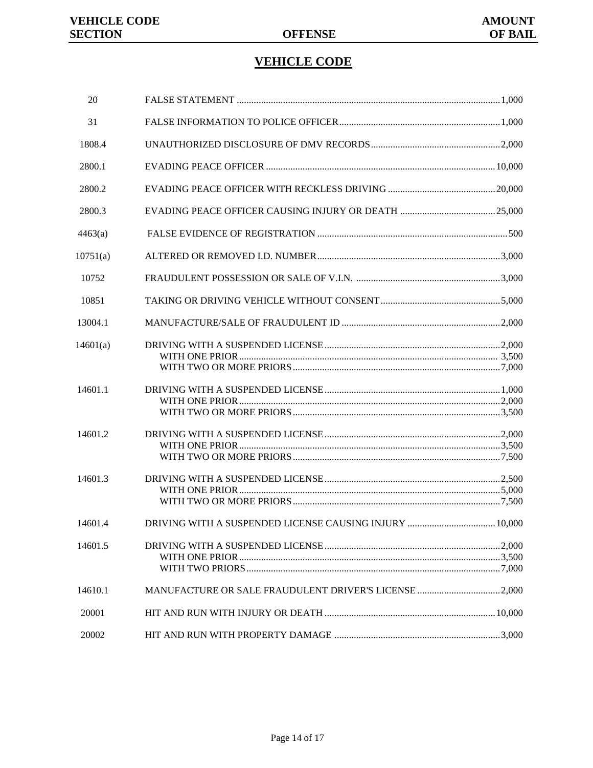## VEHICLE CODE

| VEHICLE CODE SECTION | OFFENSE | AMOUNT OF BAIL |
|---|---|---|
| 20 | FALSE STATEMENT | 1,000 |
| 31 | FALSE INFORMATION TO POLICE OFFICER | 1,000 |
| 1808.4 | UNAUTHORIZED DISCLOSURE OF DMV RECORDS | 2,000 |
| 2800.1 | EVADING PEACE OFFICER | 10,000 |
| 2800.2 | EVADING PEACE OFFICER WITH RECKLESS DRIVING | 20,000 |
| 2800.3 | EVADING PEACE OFFICER CAUSING INJURY OR DEATH | 25,000 |
| 4463(a) | FALSE EVIDENCE OF REGISTRATION | 500 |
| 10751(a) | ALTERED OR REMOVED I.D. NUMBER | 3,000 |
| 10752 | FRAUDULENT POSSESSION OR SALE OF V.I.N. | 3,000 |
| 10851 | TAKING OR DRIVING VEHICLE WITHOUT CONSENT | 5,000 |
| 13004.1 | MANUFACTURE/SALE OF FRAUDULENT ID | 2,000 |
| 14601(a) | DRIVING WITH A SUSPENDED LICENSE | 2,000 |
| | WITH ONE PRIOR | 3,500 |
| | WITH TWO OR MORE PRIORS | 7,000 |
| 14601.1 | DRIVING WITH A SUSPENDED LICENSE | 1,000 |
| | WITH ONE PRIOR | 2,000 |
| | WITH TWO OR MORE PRIORS | 3,500 |
| 14601.2 | DRIVING WITH A SUSPENDED LICENSE | 2,000 |
| | WITH ONE PRIOR | 3,500 |
| | WITH TWO OR MORE PRIORS | 7,500 |
| 14601.3 | DRIVING WITH A SUSPENDED LICENSE | 2,500 |
| | WITH ONE PRIOR | 5,000 |
| | WITH TWO OR MORE PRIORS | 7,500 |
| 14601.4 | DRIVING WITH A SUSPENDED LICENSE CAUSING INJURY | 10,000 |
| 14601.5 | DRIVING WITH A SUSPENDED LICENSE | 2,000 |
| | WITH ONE PRIOR | 3,500 |
| | WITH TWO PRIORS | 7,000 |
| 14610.1 | MANUFACTURE OR SALE FRAUDULENT DRIVER'S LICENSE | 2,000 |
| 20001 | HIT AND RUN WITH INJURY OR DEATH | 10,000 |
| 20002 | HIT AND RUN WITH PROPERTY DAMAGE | 3,000 |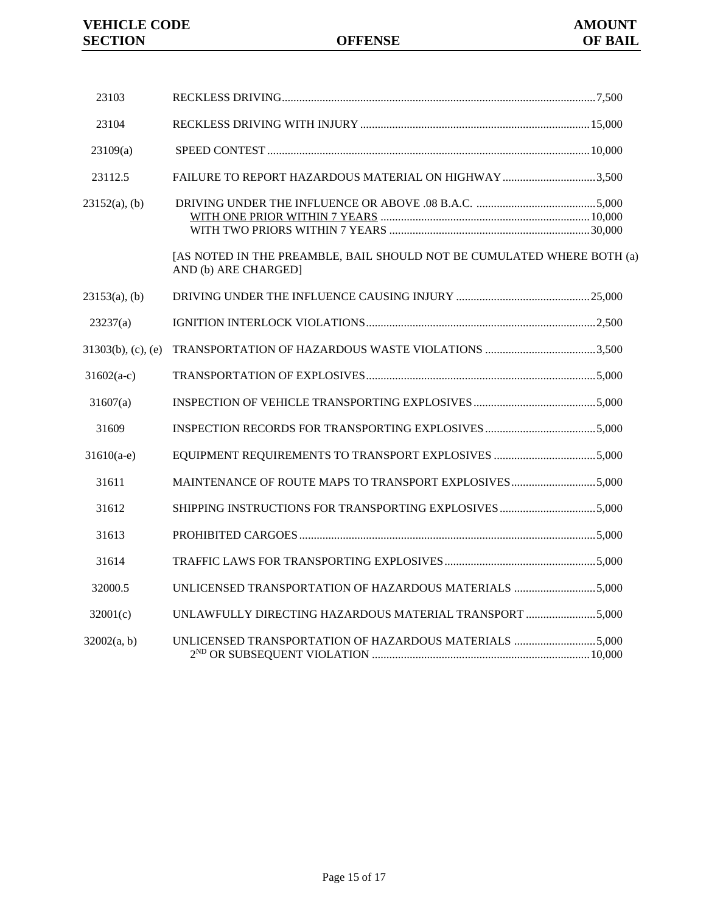| VEHICLE CODE SECTION | OFFENSE | AMOUNT OF BAIL |
|---|---|---|
| 23103 | RECKLESS DRIVING | 7,500 |
| 23104 | RECKLESS DRIVING WITH INJURY | 15,000 |
| 23109(a) | SPEED CONTEST | 10,000 |
| 23112.5 | FAILURE TO REPORT HAZARDOUS MATERIAL ON HIGHWAY | 3,500 |
| 23152(a), (b) | DRIVING UNDER THE INFLUENCE OR ABOVE .08 B.A.C. | 5,000 |
| | WITH ONE PRIOR WITHIN 7 YEARS | 10,000 |
| | WITH TWO PRIORS WITHIN 7 YEARS | 30,000 |
| | [AS NOTED IN THE PREAMBLE, BAIL SHOULD NOT BE CUMULATED WHERE BOTH (a) AND (b) ARE CHARGED] | |
| 23153(a), (b) | DRIVING UNDER THE INFLUENCE CAUSING INJURY | 25,000 |
| 23237(a) | IGNITION INTERLOCK VIOLATIONS | 2,500 |
| 31303(b), (c), (e) | TRANSPORTATION OF HAZARDOUS WASTE VIOLATIONS | 3,500 |
| 31602(a-c) | TRANSPORTATION OF EXPLOSIVES | 5,000 |
| 31607(a) | INSPECTION OF VEHICLE TRANSPORTING EXPLOSIVES | 5,000 |
| 31609 | INSPECTION RECORDS FOR TRANSPORTING EXPLOSIVES | 5,000 |
| 31610(a-e) | EQUIPMENT REQUIREMENTS TO TRANSPORT EXPLOSIVES | 5,000 |
| 31611 | MAINTENANCE OF ROUTE MAPS TO TRANSPORT EXPLOSIVES | 5,000 |
| 31612 | SHIPPING INSTRUCTIONS FOR TRANSPORTING EXPLOSIVES | 5,000 |
| 31613 | PROHIBITED CARGOES | 5,000 |
| 31614 | TRAFFIC LAWS FOR TRANSPORTING EXPLOSIVES | 5,000 |
| 32000.5 | UNLICENSED TRANSPORTATION OF HAZARDOUS MATERIALS | 5,000 |
| 32001(c) | UNLAWFULLY DIRECTING HAZARDOUS MATERIAL TRANSPORT | 5,000 |
| 32002(a, b) | UNLICENSED TRANSPORTATION OF HAZARDOUS MATERIALS | 5,000 |
| | 2ND OR SUBSEQUENT VIOLATION | 10,000 |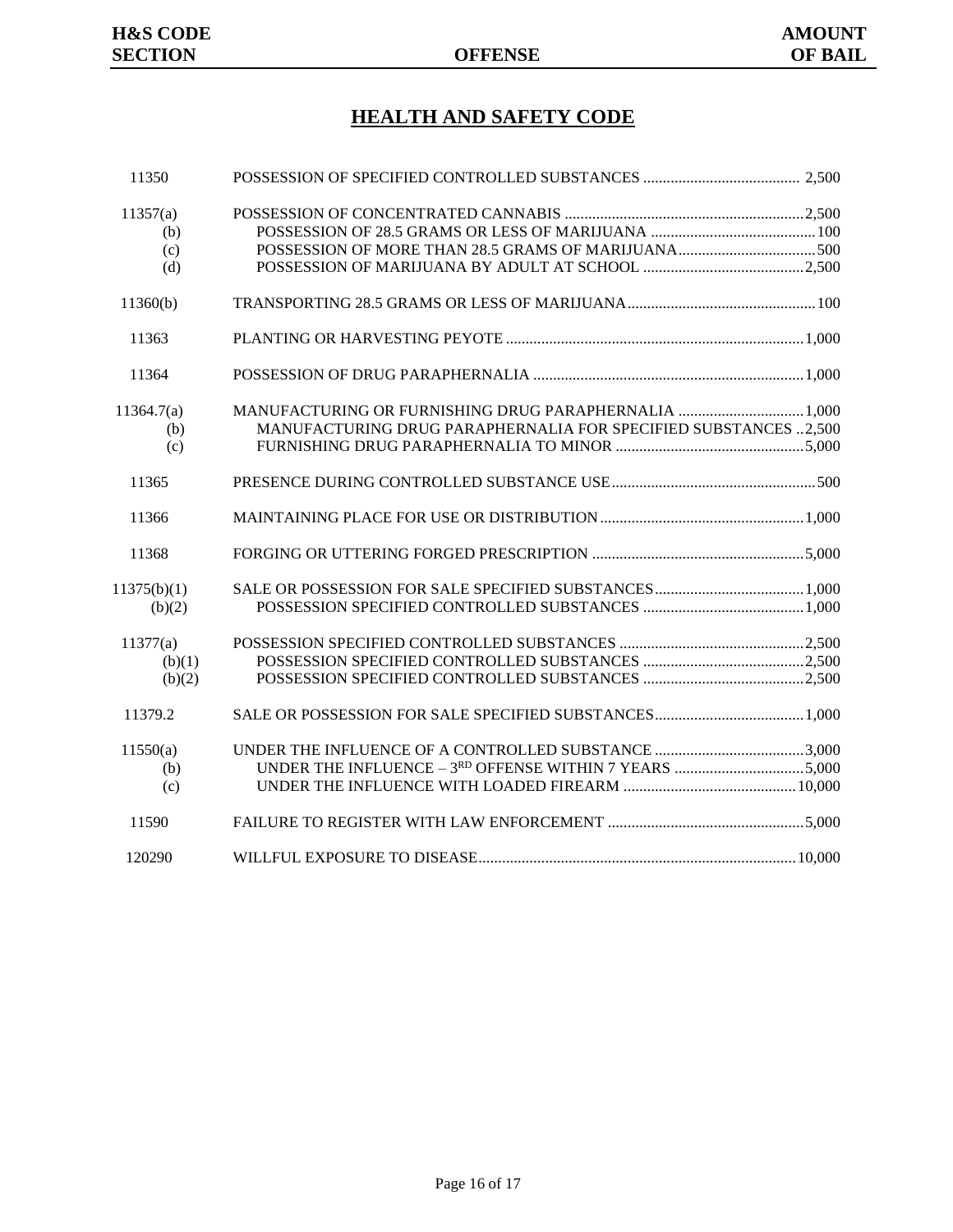# HEALTH AND SAFETY CODE

| H&S CODE SECTION | OFFENSE | AMOUNT OF BAIL |
|---|---|---|
| 11350 | POSSESSION OF SPECIFIED CONTROLLED SUBSTANCES | 2,500 |
| 11357(a) | POSSESSION OF CONCENTRATED CANNABIS | 2,500 |
| (b) | POSSESSION OF 28.5 GRAMS OR LESS OF MARIJUANA | 100 |
| (c) | POSSESSION OF MORE THAN 28.5 GRAMS OF MARIJUANA | 500 |
| (d) | POSSESSION OF MARIJUANA BY ADULT AT SCHOOL | 2,500 |
| 11360(b) | TRANSPORTING 28.5 GRAMS OR LESS OF MARIJUANA | 100 |
| 11363 | PLANTING OR HARVESTING PEYOTE | 1,000 |
| 11364 | POSSESSION OF DRUG PARAPHERNALIA | 1,000 |
| 11364.7(a) | MANUFACTURING OR FURNISHING DRUG PARAPHERNALIA | 1,000 |
| (b) | MANUFACTURING DRUG PARAPHERNALIA FOR SPECIFIED SUBSTANCES | 2,500 |
| (c) | FURNISHING DRUG PARAPHERNALIA TO MINOR | 5,000 |
| 11365 | PRESENCE DURING CONTROLLED SUBSTANCE USE | 500 |
| 11366 | MAINTAINING PLACE FOR USE OR DISTRIBUTION | 1,000 |
| 11368 | FORGING OR UTTERING FORGED PRESCRIPTION | 5,000 |
| 11375(b)(1) | SALE OR POSSESSION FOR SALE SPECIFIED SUBSTANCES | 1,000 |
| (b)(2) | POSSESSION SPECIFIED CONTROLLED SUBSTANCES | 1,000 |
| 11377(a) | POSSESSION SPECIFIED CONTROLLED SUBSTANCES | 2,500 |
| (b)(1) | POSSESSION SPECIFIED CONTROLLED SUBSTANCES | 2,500 |
| (b)(2) | POSSESSION SPECIFIED CONTROLLED SUBSTANCES | 2,500 |
| 11379.2 | SALE OR POSSESSION FOR SALE SPECIFIED SUBSTANCES | 1,000 |
| 11550(a) | UNDER THE INFLUENCE OF A CONTROLLED SUBSTANCE | 3,000 |
| (b) | UNDER THE INFLUENCE – 3RD OFFENSE WITHIN 7 YEARS | 5,000 |
| (c) | UNDER THE INFLUENCE WITH LOADED FIREARM | 10,000 |
| 11590 | FAILURE TO REGISTER WITH LAW ENFORCEMENT | 5,000 |
| 120290 | WILLFUL EXPOSURE TO DISEASE | 10,000 |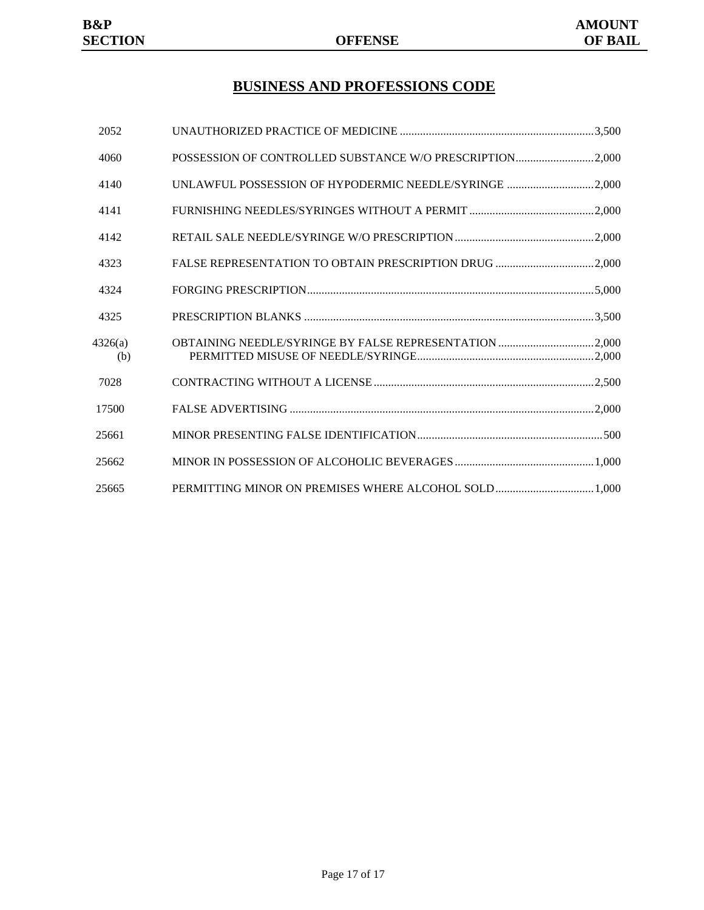| B&P SECTION | OFFENSE | AMOUNT OF BAIL |
|---|---|---|

# BUSINESS AND PROFESSIONS CODE

| | | |
|---|---|---|
| 2052 | UNAUTHORIZED PRACTICE OF MEDICINE | 3,500 |
| 4060 | POSSESSION OF CONTROLLED SUBSTANCE W/O PRESCRIPTION | 2,000 |
| 4140 | UNLAWFUL POSSESSION OF HYPODERMIC NEEDLE/SYRINGE | 2,000 |
| 4141 | FURNISHING NEEDLES/SYRINGES WITHOUT A PERMIT | 2,000 |
| 4142 | RETAIL SALE NEEDLE/SYRINGE W/O PRESCRIPTION | 2,000 |
| 4323 | FALSE REPRESENTATION TO OBTAIN PRESCRIPTION DRUG | 2,000 |
| 4324 | FORGING PRESCRIPTION | 5,000 |
| 4325 | PRESCRIPTION BLANKS | 3,500 |
| 4326(a) | OBTAINING NEEDLE/SYRINGE BY FALSE REPRESENTATION | 2,000 |
| (b) | PERMITTED MISUSE OF NEEDLE/SYRINGE | 2,000 |
| 7028 | CONTRACTING WITHOUT A LICENSE | 2,500 |
| 17500 | FALSE ADVERTISING | 2,000 |
| 25661 | MINOR PRESENTING FALSE IDENTIFICATION | 500 |
| 25662 | MINOR IN POSSESSION OF ALCOHOLIC BEVERAGES | 1,000 |
| 25665 | PERMITTING MINOR ON PREMISES WHERE ALCOHOL SOLD | 1,000 |